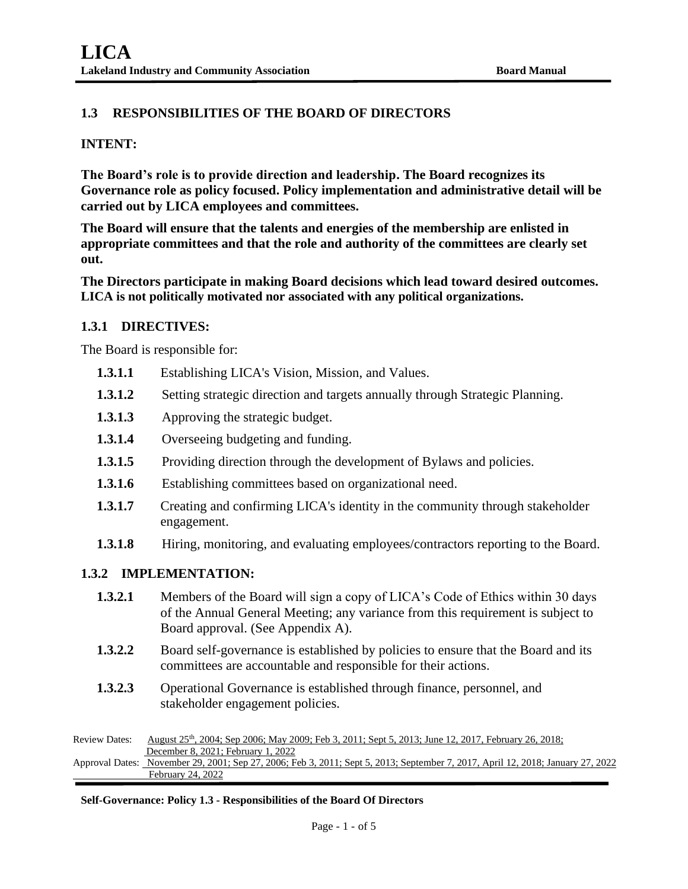## 1.3 RESPONSIBILITIES OF THE BOARD OF DIRECTORS

**INTENT:**

**The Board's role is to provide direction and leadership. The Board recognizes its Governance role as policy focused. Policy implementation and administrative detail will be carried out by LICA employees and committees.**

**The Board will ensure that the talents and energies of the membership are enlisted in appropriate committees and that the role and authority of the committees are clearly set out.**

**The Directors participate in making Board decisions which lead toward desired outcomes. LICA is not politically motivated nor associated with any political organizations.**

### 1.3.1 DIRECTIVES:

The Board is responsible for:

- **1.3.1.1** Establishing LICA's Vision, Mission, and Values.
- **1.3.1.2** Setting strategic direction and targets annually through Strategic Planning.
- **1.3.1.3** Approving the strategic budget.
- **1.3.1.4** Overseeing budgeting and funding.
- **1.3.1.5** Providing direction through the development of Bylaws and policies.
- **1.3.1.6** Establishing committees based on organizational need.
- **1.3.1.7** Creating and confirming LICA's identity in the community through stakeholder engagement.
- **1.3.1.8** Hiring, monitoring, and evaluating employees/contractors reporting to the Board.

### 1.3.2 IMPLEMENTATION:

- **1.3.2.1** Members of the Board will sign a copy of LICA's Code of Ethics within 30 days of the Annual General Meeting; any variance from this requirement is subject to Board approval. (See Appendix A).
- **1.3.2.2** Board self-governance is established by policies to ensure that the Board and its committees are accountable and responsible for their actions.
- **1.3.2.3** Operational Governance is established through finance, personnel, and stakeholder engagement policies.

Review Dates: August 25th, 2004; Sep 2006; May 2009; Feb 3, 2011; Sept 5, 2013; June 12, 2017, February 26, 2018; December 8, 2021; February 1, 2022

Approval Dates: November 29, 2001; Sep 27, 2006; Feb 3, 2011; Sept 5, 2013; September 7, 2017, April 12, 2018; January 27, 2022 February 24, 2022

**Self-Governance: Policy 1.3 - Responsibilities of the Board Of Directors**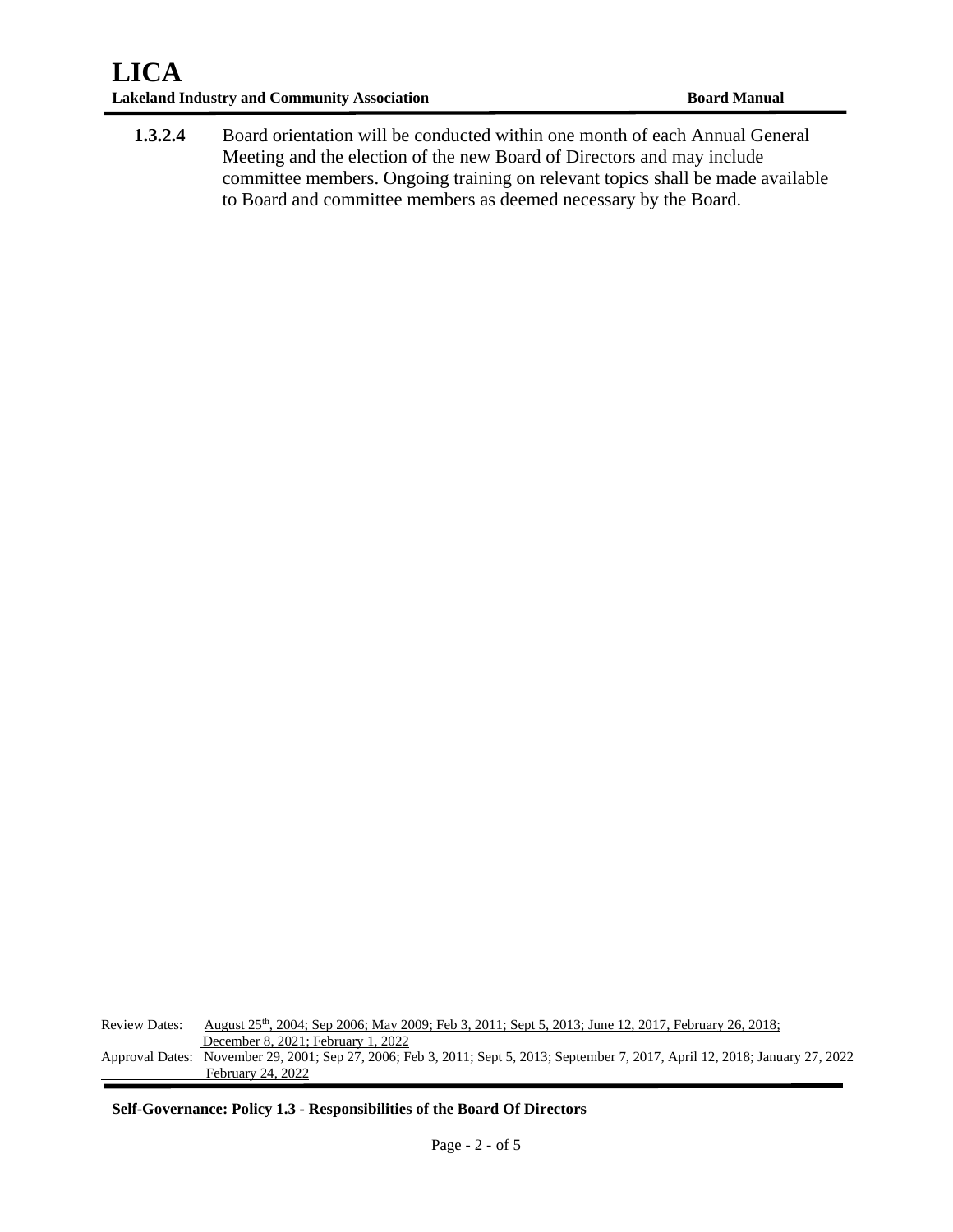**1.3.2.4** Board orientation will be conducted within one month of each Annual General Meeting and the election of the new Board of Directors and may include committee members. Ongoing training on relevant topics shall be made available to Board and committee members as deemed necessary by the Board.

Review Dates: August 25th, 2004; Sep 2006; May 2009; Feb 3, 2011; Sept 5, 2013; June 12, 2017, February 26, 2018; December 8, 2021; February 1, 2022

Approval Dates: November 29, 2001; Sep 27, 2006; Feb 3, 2011; Sept 5, 2013; September 7, 2017, April 12, 2018; January 27, 2022 February 24, 2022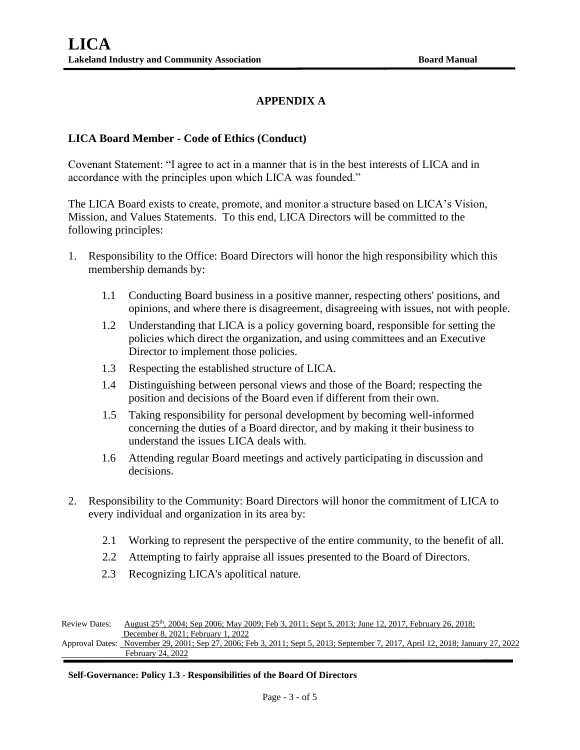## APPENDIX A

### LICA Board Member - Code of Ethics (Conduct)

Covenant Statement: "I agree to act in a manner that is in the best interests of LICA and in accordance with the principles upon which LICA was founded."

The LICA Board exists to create, promote, and monitor a structure based on LICA's Vision, Mission, and Values Statements. To this end, LICA Directors will be committed to the following principles:

1. Responsibility to the Office: Board Directors will honor the high responsibility which this membership demands by:

   1.1 Conducting Board business in a positive manner, respecting others' positions, and opinions, and where there is disagreement, disagreeing with issues, not with people.

   1.2 Understanding that LICA is a policy governing board, responsible for setting the policies which direct the organization, and using committees and an Executive Director to implement those policies.

   1.3 Respecting the established structure of LICA.

   1.4 Distinguishing between personal views and those of the Board; respecting the position and decisions of the Board even if different from their own.

   1.5 Taking responsibility for personal development by becoming well-informed concerning the duties of a Board director, and by making it their business to understand the issues LICA deals with.

   1.6 Attending regular Board meetings and actively participating in discussion and decisions.

2. Responsibility to the Community: Board Directors will honor the commitment of LICA to every individual and organization in its area by:

   2.1 Working to represent the perspective of the entire community, to the benefit of all.

   2.2 Attempting to fairly appraise all issues presented to the Board of Directors.

   2.3 Recognizing LICA's apolitical nature.

Review Dates: August 25th, 2004; Sep 2006; May 2009; Feb 3, 2011; Sept 5, 2013; June 12, 2017, February 26, 2018; December 8, 2021; February 1, 2022

Approval Dates: November 29, 2001; Sep 27, 2006; Feb 3, 2011; Sept 5, 2013; September 7, 2017, April 12, 2018; January 27, 2022 February 24, 2022

**Self-Governance: Policy 1.3 - Responsibilities of the Board Of Directors**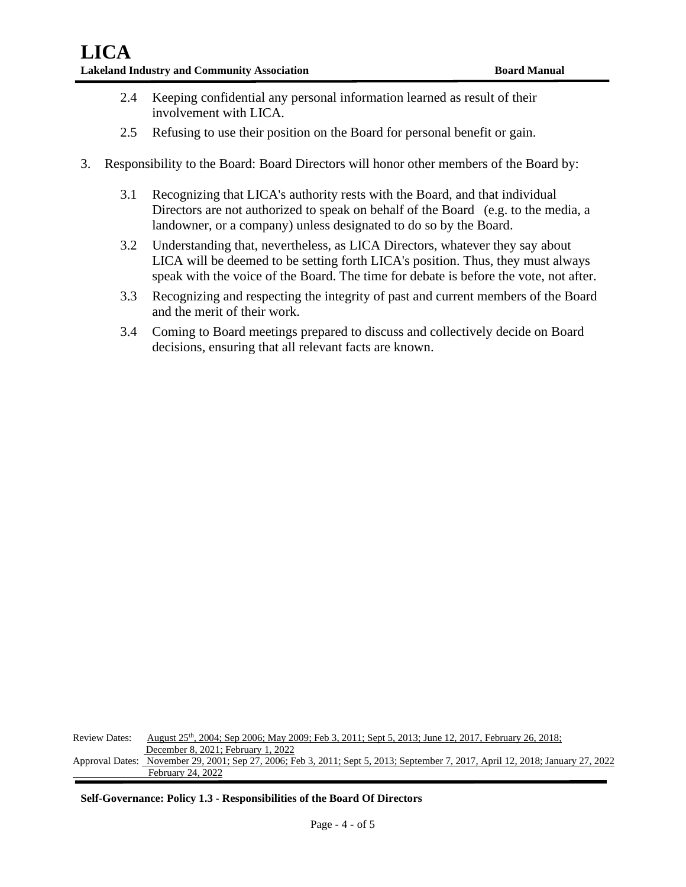2.4 Keeping confidential any personal information learned as result of their involvement with LICA.

2.5 Refusing to use their position on the Board for personal benefit or gain.

3. Responsibility to the Board: Board Directors will honor other members of the Board by:

    3.1 Recognizing that LICA's authority rests with the Board, and that individual Directors are not authorized to speak on behalf of the Board (e.g. to the media, a landowner, or a company) unless designated to do so by the Board.

    3.2 Understanding that, nevertheless, as LICA Directors, whatever they say about LICA will be deemed to be setting forth LICA's position. Thus, they must always speak with the voice of the Board. The time for debate is before the vote, not after.

    3.3 Recognizing and respecting the integrity of past and current members of the Board and the merit of their work.

    3.4 Coming to Board meetings prepared to discuss and collectively decide on Board decisions, ensuring that all relevant facts are known.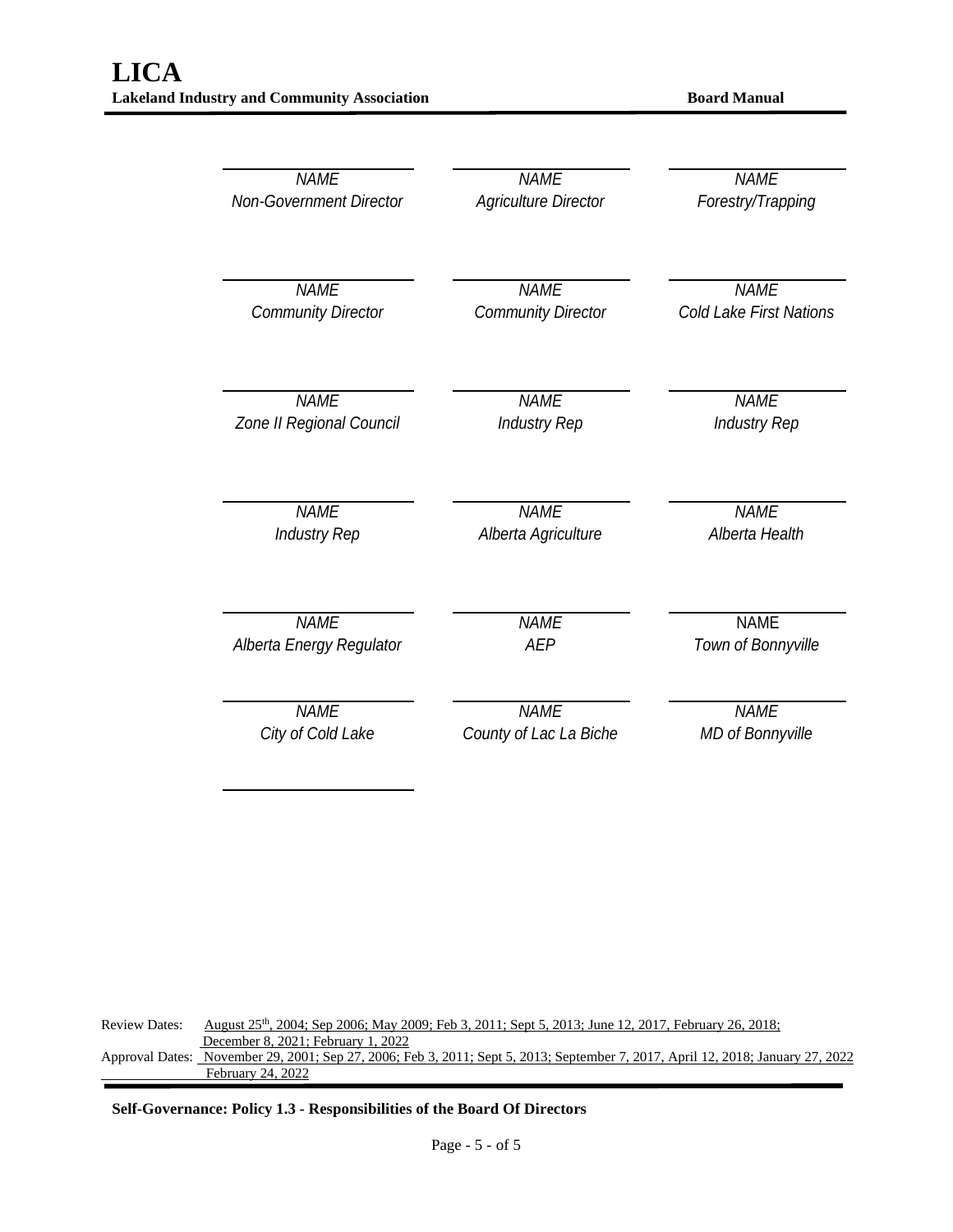| | | |
|---|---|---|
| *NAME*<br>*Non-Government Director* | *NAME*<br>*Agriculture Director* | *NAME*<br>*Forestry/Trapping* |
| *NAME*<br>*Community Director* | *NAME*<br>*Community Director* | *NAME*<br>*Cold Lake First Nations* |
| *NAME*<br>*Zone II Regional Council* | *NAME*<br>*Industry Rep* | *NAME*<br>*Industry Rep* |
| *NAME*<br>*Industry Rep* | *NAME*<br>*Alberta Agriculture* | *NAME*<br>*Alberta Health* |
| *NAME*<br>*Alberta Energy Regulator* | *NAME*<br>*AEP* | NAME<br>*Town of Bonnyville* |
| *NAME*<br>*City of Cold Lake* | *NAME*<br>*County of Lac La Biche* | *NAME*<br>*MD of Bonnyville* |
| ____________________ | | |

Review Dates: August 25th, 2004; Sep 2006; May 2009; Feb 3, 2011; Sept 5, 2013; June 12, 2017, February 26, 2018; December 8, 2021; February 1, 2022

Approval Dates: November 29, 2001; Sep 27, 2006; Feb 3, 2011; Sept 5, 2013; September 7, 2017, April 12, 2018; January 27, 2022 February 24, 2022

**Self-Governance: Policy 1.3 - Responsibilities of the Board Of Directors**